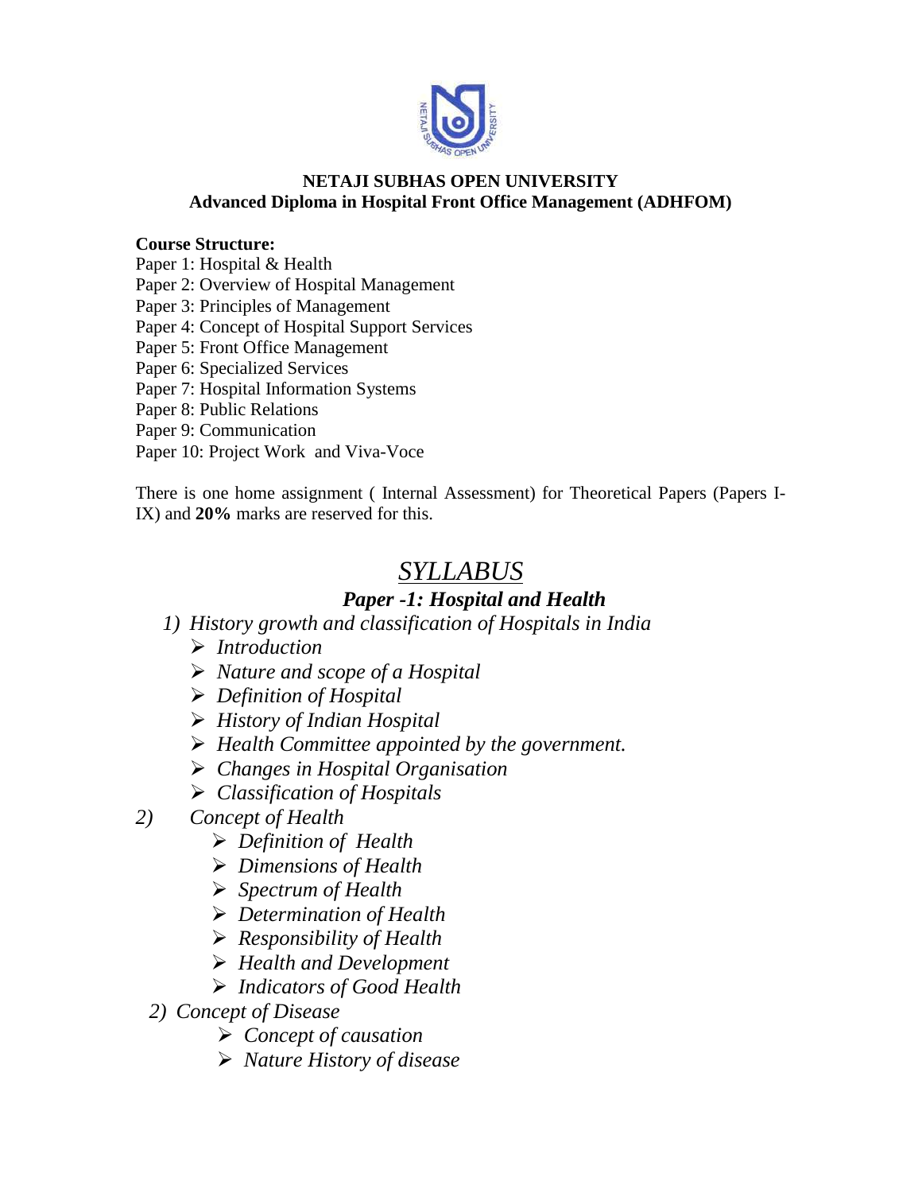**NETAJI SUBHAS OPEN UNIVERSITY**
**Advanced Diploma in Hospital Front Office Management (ADHFOM)**

**Course Structure:**

Paper 1: Hospital & Health
Paper 2: Overview of Hospital Management
Paper 3: Principles of Management
Paper 4: Concept of Hospital Support Services
Paper 5: Front Office Management
Paper 6: Specialized Services
Paper 7: Hospital Information Systems
Paper 8: Public Relations
Paper 9: Communication
Paper 10: Project Work and Viva-Voce

There is one home assignment ( Internal Assessment) for Theoretical Papers (Papers I-IX) and **20%** marks are reserved for this.

# *SYLLABUS*

## *Paper -1: Hospital and Health*

1) *History growth and classification of Hospitals in India*
   - *Introduction*
   - *Nature and scope of a Hospital*
   - *Definition of Hospital*
   - *History of Indian Hospital*
   - *Health Committee appointed by the government.*
   - *Changes in Hospital Organisation*
   - *Classification of Hospitals*

2) *Concept of Health*
   - *Definition of Health*
   - *Dimensions of Health*
   - *Spectrum of Health*
   - *Determination of Health*
   - *Responsibility of Health*
   - *Health and Development*
   - *Indicators of Good Health*

2) *Concept of Disease*
   - *Concept of causation*
   - *Nature History of disease*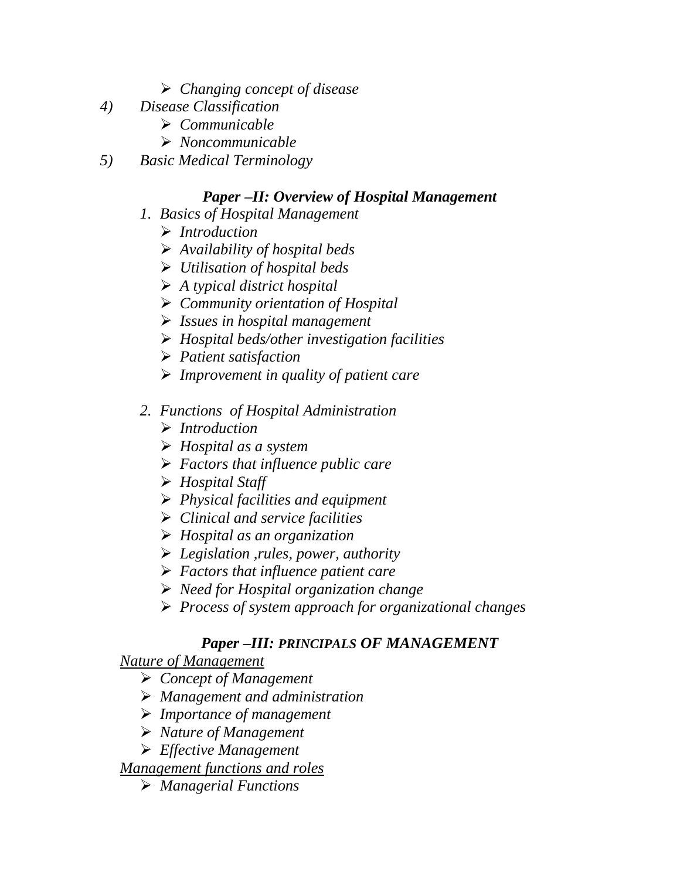- *Changing concept of disease*

4) *Disease Classification*
    - *Communicable*
    - *Noncommunicable*
5) *Basic Medical Terminology*

### ***Paper –II: Overview of Hospital Management***

1. *Basics of Hospital Management*
    - *Introduction*
    - *Availability of hospital beds*
    - *Utilisation of hospital beds*
    - *A typical district hospital*
    - *Community orientation of Hospital*
    - *Issues in hospital management*
    - *Hospital beds/other investigation facilities*
    - *Patient satisfaction*
    - *Improvement in quality of patient care*

2. *Functions of Hospital Administration*
    - *Introduction*
    - *Hospital as a system*
    - *Factors that influence public care*
    - *Hospital Staff*
    - *Physical facilities and equipment*
    - *Clinical and service facilities*
    - *Hospital as an organization*
    - *Legislation ,rules, power, authority*
    - *Factors that influence patient care*
    - *Need for Hospital organization change*
    - *Process of system approach for organizational changes*

### ***Paper –III: PRINCIPALS OF MANAGEMENT***

*Nature of Management*

- *Concept of Management*
- *Management and administration*
- *Importance of management*
- *Nature of Management*
- *Effective Management*

*Management functions and roles*

- *Managerial Functions*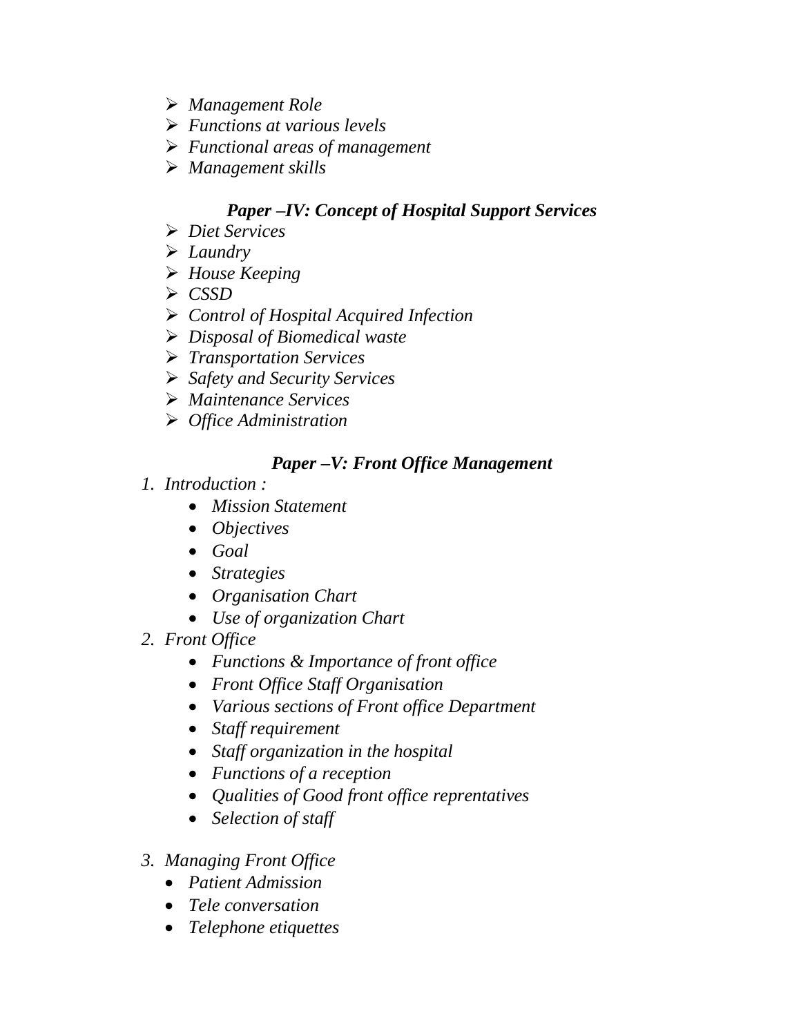- *Management Role*
- *Functions at various levels*
- *Functional areas of management*
- *Management skills*

### *Paper –IV: Concept of Hospital Support Services*

- *Diet Services*
- *Laundry*
- *House Keeping*
- *CSSD*
- *Control of Hospital Acquired Infection*
- *Disposal of Biomedical waste*
- *Transportation Services*
- *Safety and Security Services*
- *Maintenance Services*
- *Office Administration*

### *Paper –V: Front Office Management*

1. *Introduction :*
    - *Mission Statement*
    - *Objectives*
    - *Goal*
    - *Strategies*
    - *Organisation Chart*
    - *Use of organization Chart*
2. *Front Office*
    - *Functions & Importance of front office*
    - *Front Office Staff Organisation*
    - *Various sections of Front office Department*
    - *Staff requirement*
    - *Staff organization in the hospital*
    - *Functions of a reception*
    - *Qualities of Good front office reprentatives*
    - *Selection of staff*
3. *Managing Front Office*
    - *Patient Admission*
    - *Tele conversation*
    - *Telephone etiquettes*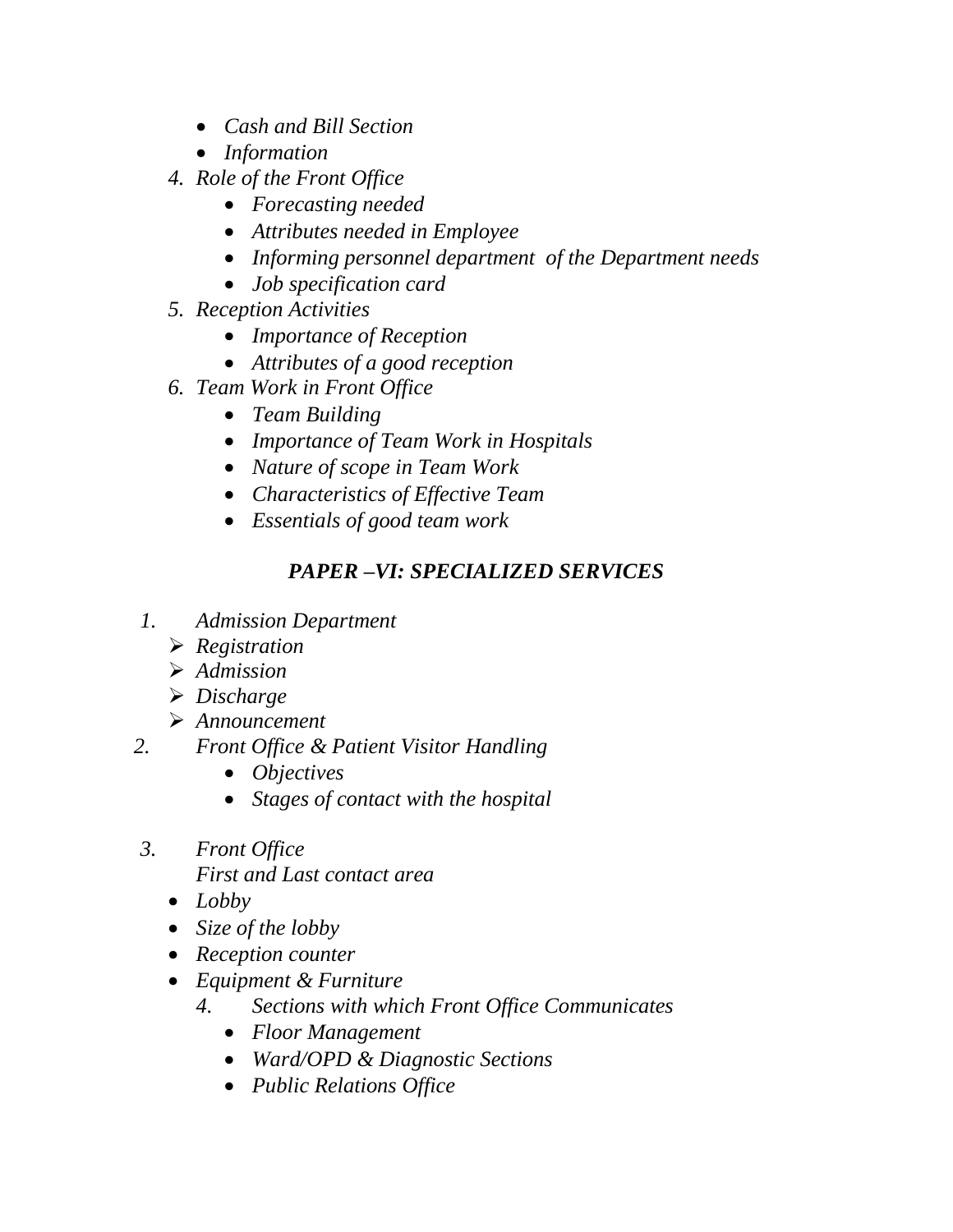- *Cash and Bill Section*
- *Information*

4. *Role of the Front Office*
   - *Forecasting needed*
   - *Attributes needed in Employee*
   - *Informing personnel department of the Department needs*
   - *Job specification card*
5. *Reception Activities*
   - *Importance of Reception*
   - *Attributes of a good reception*
6. *Team Work in Front Office*
   - *Team Building*
   - *Importance of Team Work in Hospitals*
   - *Nature of scope in Team Work*
   - *Characteristics of Effective Team*
   - *Essentials of good team work*

## *PAPER –VI: SPECIALIZED SERVICES*

1. *Admission Department*
   - *Registration*
   - *Admission*
   - *Discharge*
   - *Announcement*
2. *Front Office & Patient Visitor Handling*
   - *Objectives*
   - *Stages of contact with the hospital*
3. *Front Office*
   *First and Last contact area*
   - *Lobby*
   - *Size of the lobby*
   - *Reception counter*
   - *Equipment & Furniture*
4. *Sections with which Front Office Communicates*
   - *Floor Management*
   - *Ward/OPD & Diagnostic Sections*
   - *Public Relations Office*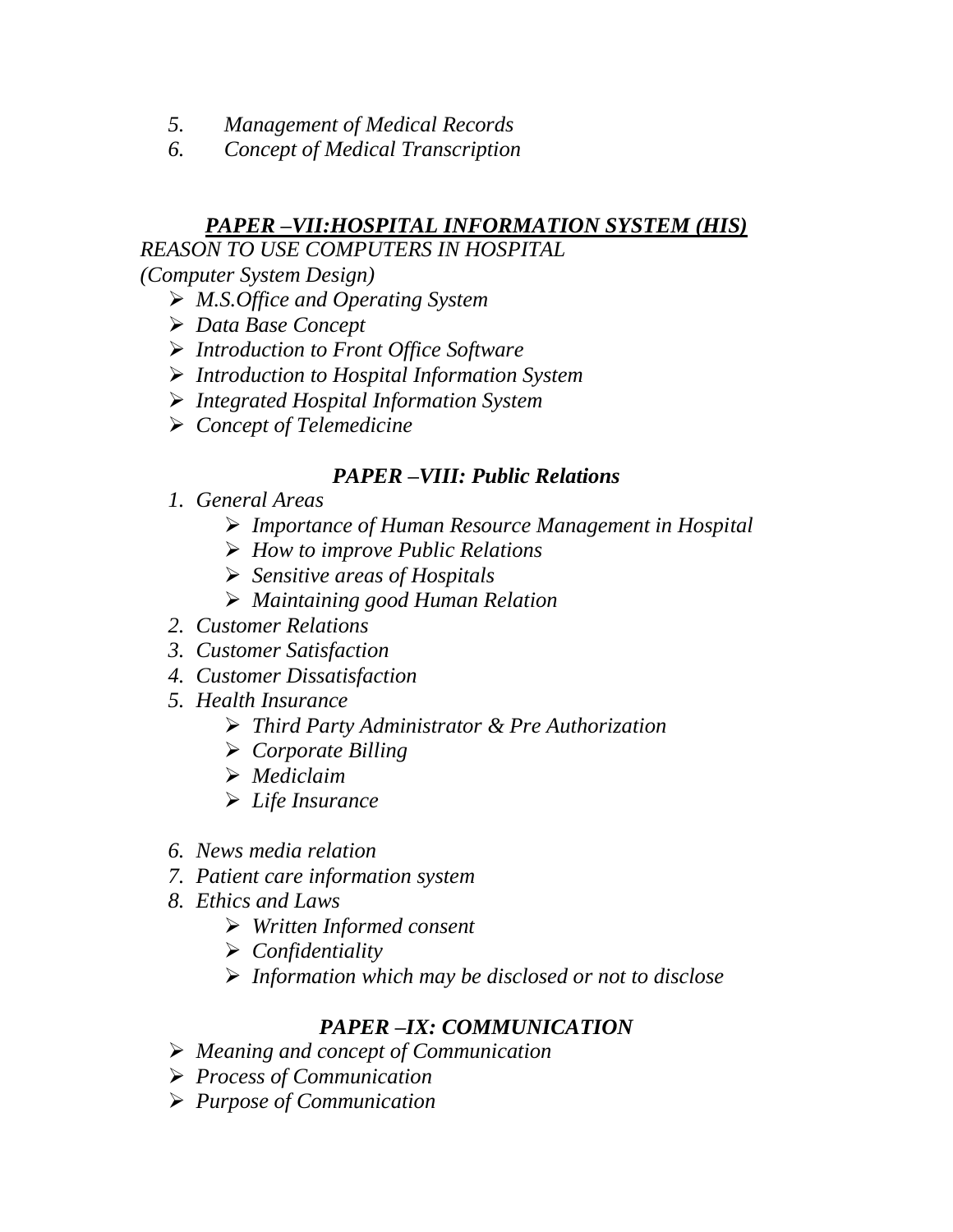5. *Management of Medical Records*
6. *Concept of Medical Transcription*

## ***PAPER –VII:HOSPITAL INFORMATION SYSTEM (HIS)***

*REASON TO USE COMPUTERS IN HOSPITAL*

*(Computer System Design)*

- *M.S.Office and Operating System*
- *Data Base Concept*
- *Introduction to Front Office Software*
- *Introduction to Hospital Information System*
- *Integrated Hospital Information System*
- *Concept of Telemedicine*

## ***PAPER –VIII: Public Relations***

1. *General Areas*
    - *Importance of Human Resource Management in Hospital*
    - *How to improve Public Relations*
    - *Sensitive areas of Hospitals*
    - *Maintaining good Human Relation*
2. *Customer Relations*
3. *Customer Satisfaction*
4. *Customer Dissatisfaction*
5. *Health Insurance*
    - *Third Party Administrator & Pre Authorization*
    - *Corporate Billing*
    - *Mediclaim*
    - *Life Insurance*
6. *News media relation*
7. *Patient care information system*
8. *Ethics and Laws*
    - *Written Informed consent*
    - *Confidentiality*
    - *Information which may be disclosed or not to disclose*

## ***PAPER –IX: COMMUNICATION***

- *Meaning and concept of Communication*
- *Process of Communication*
- *Purpose of Communication*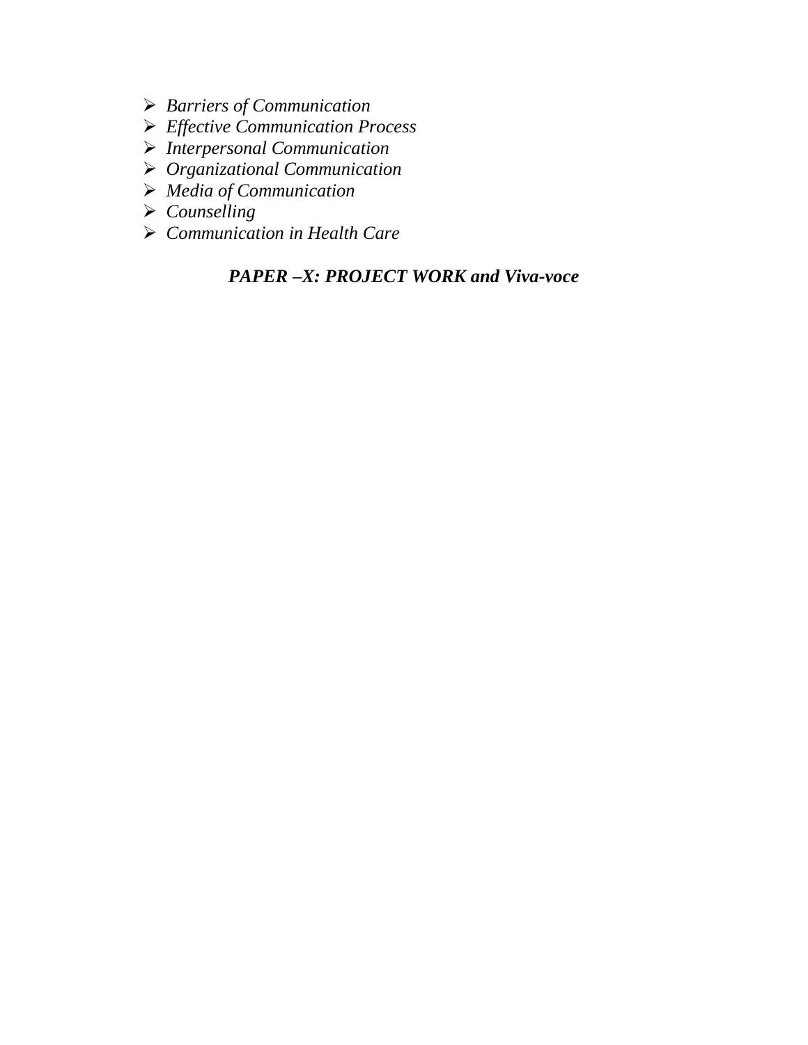- *Barriers of Communication*
- *Effective Communication Process*
- *Interpersonal Communication*
- *Organizational Communication*
- *Media of Communication*
- *Counselling*
- *Communication in Health Care*

***PAPER –X: PROJECT WORK and Viva-voce***